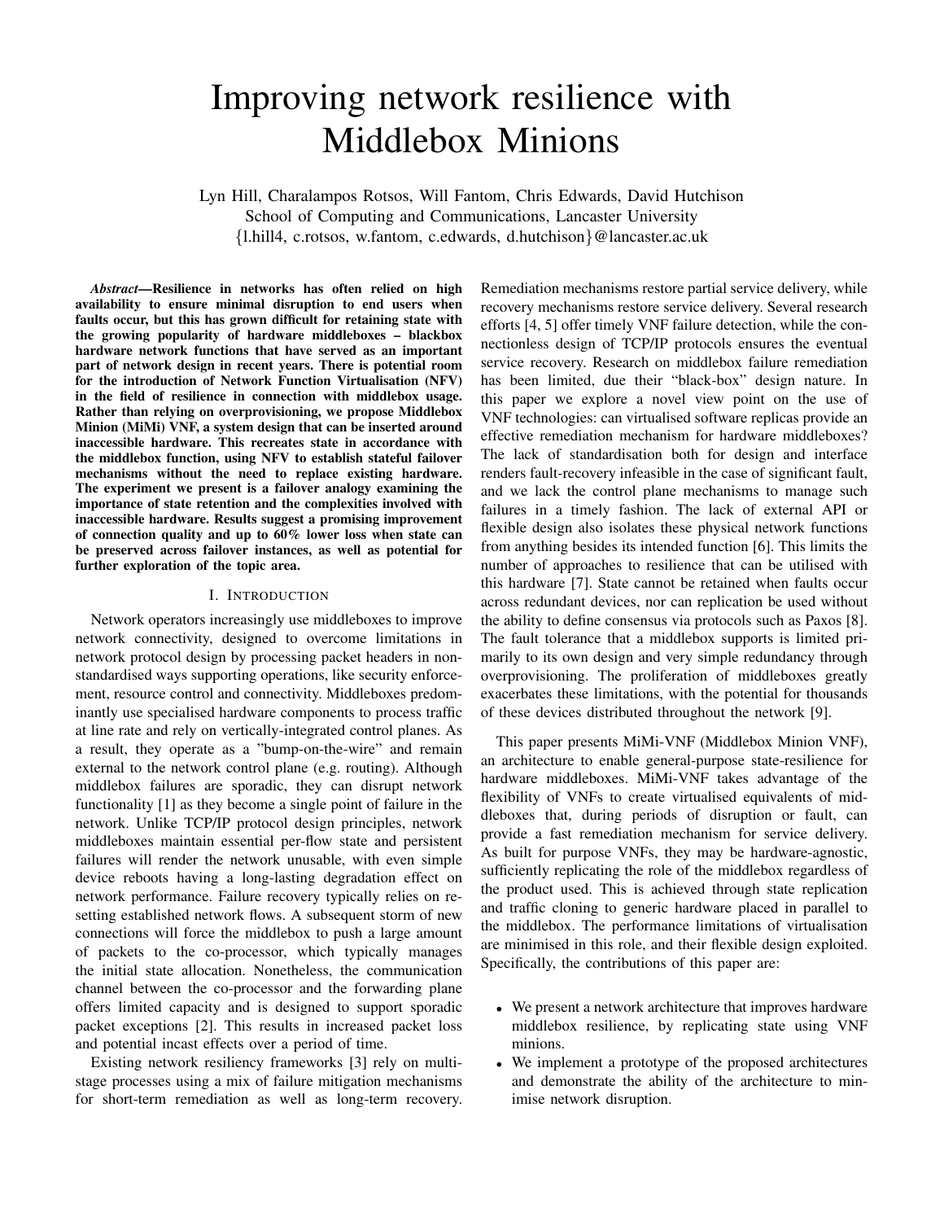# Improving network resilience with Middlebox Minions

Lyn Hill, Charalampos Rotsos, Will Fantom, Chris Edwards, David Hutchison
School of Computing and Communications, Lancaster University
{l.hill4, c.rotsos, w.fantom, c.edwards, d.hutchison}@lancaster.ac.uk

***Abstract*—Resilience in networks has often relied on high availability to ensure minimal disruption to end users when faults occur, but this has grown difficult for retaining state with the growing popularity of hardware middleboxes – blackbox hardware network functions that have served as an important part of network design in recent years. There is potential room for the introduction of Network Function Virtualisation (NFV) in the field of resilience in connection with middlebox usage. Rather than relying on overprovisioning, we propose Middlebox Minion (MiMi) VNF, a system design that can be inserted around inaccessible hardware. This recreates state in accordance with the middlebox function, using NFV to establish stateful failover mechanisms without the need to replace existing hardware. The experiment we present is a failover analogy examining the importance of state retention and the complexities involved with inaccessible hardware. Results suggest a promising improvement of connection quality and up to 60% lower loss when state can be preserved across failover instances, as well as potential for further exploration of the topic area.**

## I. Introduction

Network operators increasingly use middleboxes to improve network connectivity, designed to overcome limitations in network protocol design by processing packet headers in non-standardised ways supporting operations, like security enforcement, resource control and connectivity. Middleboxes predominantly use specialised hardware components to process traffic at line rate and rely on vertically-integrated control planes. As a result, they operate as a "bump-on-the-wire" and remain external to the network control plane (e.g. routing). Although middlebox failures are sporadic, they can disrupt network functionality [1] as they become a single point of failure in the network. Unlike TCP/IP protocol design principles, network middleboxes maintain essential per-flow state and persistent failures will render the network unusable, with even simple device reboots having a long-lasting degradation effect on network performance. Failure recovery typically relies on resetting established network flows. A subsequent storm of new connections will force the middlebox to push a large amount of packets to the co-processor, which typically manages the initial state allocation. Nonetheless, the communication channel between the co-processor and the forwarding plane offers limited capacity and is designed to support sporadic packet exceptions [2]. This results in increased packet loss and potential incast effects over a period of time.

Existing network resiliency frameworks [3] rely on multi-stage processes using a mix of failure mitigation mechanisms for short-term remediation as well as long-term recovery. Remediation mechanisms restore partial service delivery, while recovery mechanisms restore service delivery. Several research efforts [4, 5] offer timely VNF failure detection, while the connectionless design of TCP/IP protocols ensures the eventual service recovery. Research on middlebox failure remediation has been limited, due their "black-box" design nature. In this paper we explore a novel view point on the use of VNF technologies: can virtualised software replicas provide an effective remediation mechanism for hardware middleboxes? The lack of standardisation both for design and interface renders fault-recovery infeasible in the case of significant fault, and we lack the control plane mechanisms to manage such failures in a timely fashion. The lack of external API or flexible design also isolates these physical network functions from anything besides its intended function [6]. This limits the number of approaches to resilience that can be utilised with this hardware [7]. State cannot be retained when faults occur across redundant devices, nor can replication be used without the ability to define consensus via protocols such as Paxos [8]. The fault tolerance that a middlebox supports is limited primarily to its own design and very simple redundancy through overprovisioning. The proliferation of middleboxes greatly exacerbates these limitations, with the potential for thousands of these devices distributed throughout the network [9].

This paper presents MiMi-VNF (Middlebox Minion VNF), an architecture to enable general-purpose state-resilience for hardware middleboxes. MiMi-VNF takes advantage of the flexibility of VNFs to create virtualised equivalents of middleboxes that, during periods of disruption or fault, can provide a fast remediation mechanism for service delivery. As built for purpose VNFs, they may be hardware-agnostic, sufficiently replicating the role of the middlebox regardless of the product used. This is achieved through state replication and traffic cloning to generic hardware placed in parallel to the middlebox. The performance limitations of virtualisation are minimised in this role, and their flexible design exploited. Specifically, the contributions of this paper are:

- We present a network architecture that improves hardware middlebox resilience, by replicating state using VNF minions.
- We implement a prototype of the proposed architectures and demonstrate the ability of the architecture to minimise network disruption.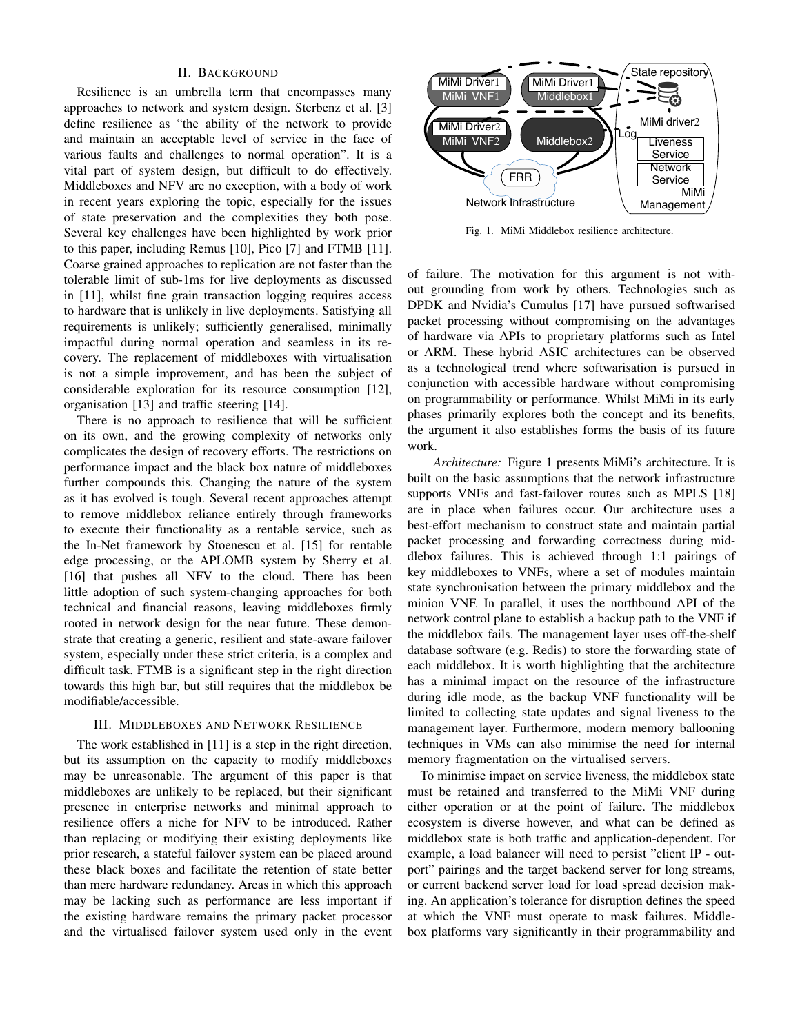## II. Background

Resilience is an umbrella term that encompasses many approaches to network and system design. Sterbenz et al. [3] define resilience as "the ability of the network to provide and maintain an acceptable level of service in the face of various faults and challenges to normal operation". It is a vital part of system design, but difficult to do effectively. Middleboxes and NFV are no exception, with a body of work in recent years exploring the topic, especially for the issues of state preservation and the complexities they both pose. Several key challenges have been highlighted by work prior to this paper, including Remus [10], Pico [7] and FTMB [11]. Coarse grained approaches to replication are not faster than the tolerable limit of sub-1ms for live deployments as discussed in [11], whilst fine grain transaction logging requires access to hardware that is unlikely in live deployments. Satisfying all requirements is unlikely; sufficiently generalised, minimally impactful during normal operation and seamless in its recovery. The replacement of middleboxes with virtualisation is not a simple improvement, and has been the subject of considerable exploration for its resource consumption [12], organisation [13] and traffic steering [14].

There is no approach to resilience that will be sufficient on its own, and the growing complexity of networks only complicates the design of recovery efforts. The restrictions on performance impact and the black box nature of middleboxes further compounds this. Changing the nature of the system as it has evolved is tough. Several recent approaches attempt to remove middlebox reliance entirely through frameworks to execute their functionality as a rentable service, such as the In-Net framework by Stoenescu et al. [15] for rentable edge processing, or the APLOMB system by Sherry et al. [16] that pushes all NFV to the cloud. There has been little adoption of such system-changing approaches for both technical and financial reasons, leaving middleboxes firmly rooted in network design for the near future. These demonstrate that creating a generic, resilient and state-aware failover system, especially under these strict criteria, is a complex and difficult task. FTMB is a significant step in the right direction towards this high bar, but still requires that the middlebox be modifiable/accessible.

## III. Middleboxes and Network Resilience

The work established in [11] is a step in the right direction, but its assumption on the capacity to modify middleboxes may be unreasonable. The argument of this paper is that middleboxes are unlikely to be replaced, but their significant presence in enterprise networks and minimal approach to resilience offers a niche for NFV to be introduced. Rather than replacing or modifying their existing deployments like prior research, a stateful failover system can be placed around these black boxes and facilitate the retention of state better than mere hardware redundancy. Areas in which this approach may be lacking such as performance are less important if the existing hardware remains the primary packet processor and the virtualised failover system used only in the event of failure. The motivation for this argument is not without grounding from work by others. Technologies such as DPDK and Nvidia's Cumulus [17] have pursued softwarised packet processing without compromising on the advantages of hardware via APIs to proprietary platforms such as Intel or ARM. These hybrid ASIC architectures can be observed as a technological trend where softwarisation is pursued in conjunction with accessible hardware without compromising on programmability or performance. Whilst MiMi in its early phases primarily explores both the concept and its benefits, the argument it also establishes forms the basis of its future work.

Fig. 1. MiMi Middlebox resilience architecture.

*Architecture:* Figure 1 presents MiMi's architecture. It is built on the basic assumptions that the network infrastructure supports VNFs and fast-failover routes such as MPLS [18] are in place when failures occur. Our architecture uses a best-effort mechanism to construct state and maintain partial packet processing and forwarding correctness during middlebox failures. This is achieved through 1:1 pairings of key middleboxes to VNFs, where a set of modules maintain state synchronisation between the primary middlebox and the minion VNF. In parallel, it uses the northbound API of the network control plane to establish a backup path to the VNF if the middlebox fails. The management layer uses off-the-shelf database software (e.g. Redis) to store the forwarding state of each middlebox. It is worth highlighting that the architecture has a minimal impact on the resource of the infrastructure during idle mode, as the backup VNF functionality will be limited to collecting state updates and signal liveness to the management layer. Furthermore, modern memory ballooning techniques in VMs can also minimise the need for internal memory fragmentation on the virtualised servers.

To minimise impact on service liveness, the middlebox state must be retained and transferred to the MiMi VNF during either operation or at the point of failure. The middlebox ecosystem is diverse however, and what can be defined as middlebox state is both traffic and application-dependent. For example, a load balancer will need to persist "client IP - outport" pairings and the target backend server for long streams, or current backend server load for load spread decision making. An application's tolerance for disruption defines the speed at which the VNF must operate to mask failures. Middlebox platforms vary significantly in their programmability and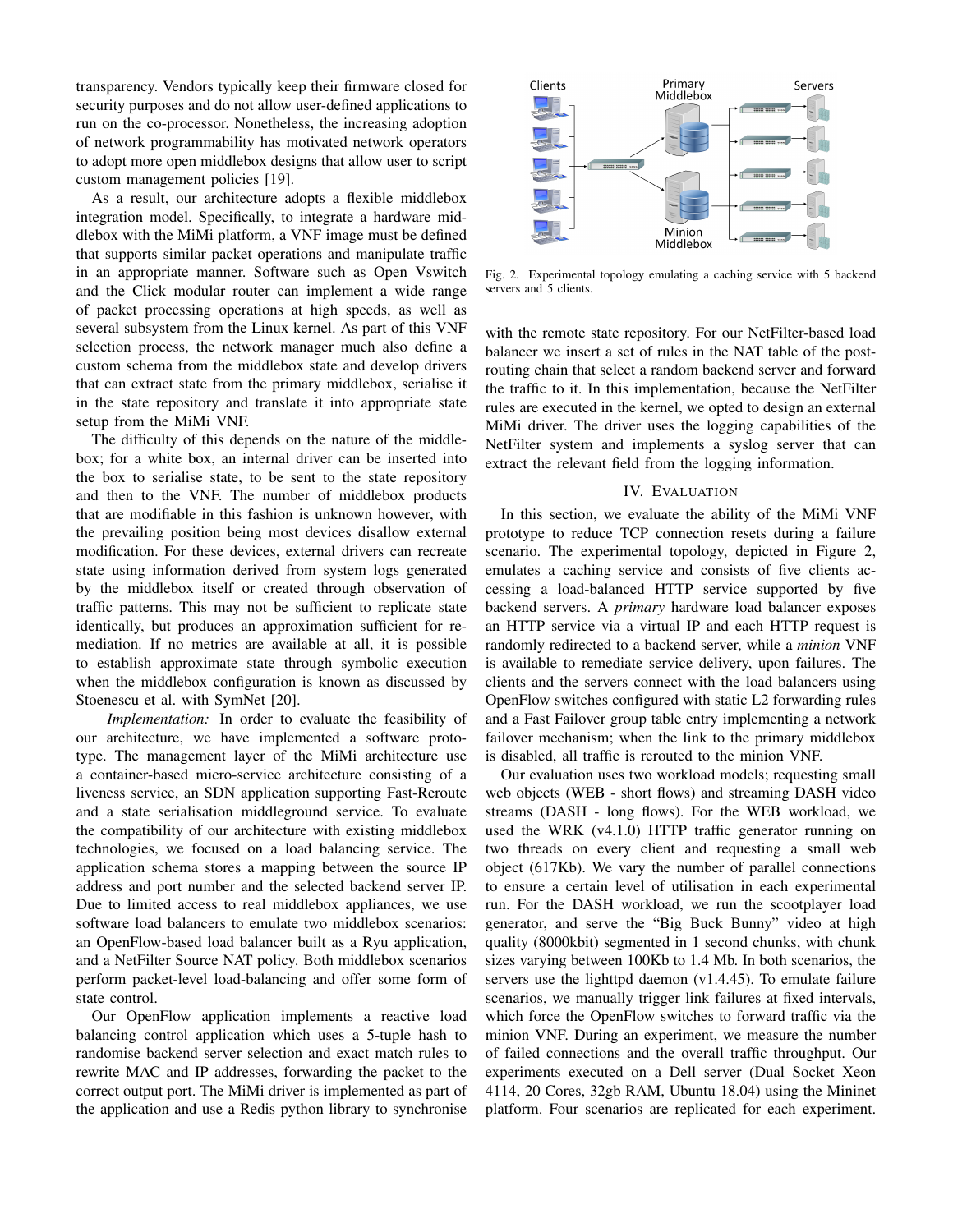transparency. Vendors typically keep their firmware closed for security purposes and do not allow user-defined applications to run on the co-processor. Nonetheless, the increasing adoption of network programmability has motivated network operators to adopt more open middlebox designs that allow user to script custom management policies [19].

As a result, our architecture adopts a flexible middlebox integration model. Specifically, to integrate a hardware middlebox with the MiMi platform, a VNF image must be defined that supports similar packet operations and manipulate traffic in an appropriate manner. Software such as Open Vswitch and the Click modular router can implement a wide range of packet processing operations at high speeds, as well as several subsystem from the Linux kernel. As part of this VNF selection process, the network manager much also define a custom schema from the middlebox state and develop drivers that can extract state from the primary middlebox, serialise it in the state repository and translate it into appropriate state setup from the MiMi VNF.

The difficulty of this depends on the nature of the middlebox; for a white box, an internal driver can be inserted into the box to serialise state, to be sent to the state repository and then to the VNF. The number of middlebox products that are modifiable in this fashion is unknown however, with the prevailing position being most devices disallow external modification. For these devices, external drivers can recreate state using information derived from system logs generated by the middlebox itself or created through observation of traffic patterns. This may not be sufficient to replicate state identically, but produces an approximation sufficient for remediation. If no metrics are available at all, it is possible to establish approximate state through symbolic execution when the middlebox configuration is known as discussed by Stoenescu et al. with SymNet [20].

*Implementation:* In order to evaluate the feasibility of our architecture, we have implemented a software prototype. The management layer of the MiMi architecture use a container-based micro-service architecture consisting of a liveness service, an SDN application supporting Fast-Reroute and a state serialisation middleground service. To evaluate the compatibility of our architecture with existing middlebox technologies, we focused on a load balancing service. The application schema stores a mapping between the source IP address and port number and the selected backend server IP. Due to limited access to real middlebox appliances, we use software load balancers to emulate two middlebox scenarios: an OpenFlow-based load balancer built as a Ryu application, and a NetFilter Source NAT policy. Both middlebox scenarios perform packet-level load-balancing and offer some form of state control.

Our OpenFlow application implements a reactive load balancing control application which uses a 5-tuple hash to randomise backend server selection and exact match rules to rewrite MAC and IP addresses, forwarding the packet to the correct output port. The MiMi driver is implemented as part of the application and use a Redis python library to synchronise with the remote state repository. For our NetFilter-based load balancer we insert a set of rules in the NAT table of the post-routing chain that select a random backend server and forward the traffic to it. In this implementation, because the NetFilter rules are executed in the kernel, we opted to design an external MiMi driver. The driver uses the logging capabilities of the NetFilter system and implements a syslog server that can extract the relevant field from the logging information.

Clients
Primary Middlebox
Servers
Minion Middlebox

Fig. 2. Experimental topology emulating a caching service with 5 backend servers and 5 clients.

## IV. Evaluation

In this section, we evaluate the ability of the MiMi VNF prototype to reduce TCP connection resets during a failure scenario. The experimental topology, depicted in Figure 2, emulates a caching service and consists of five clients accessing a load-balanced HTTP service supported by five backend servers. A *primary* hardware load balancer exposes an HTTP service via a virtual IP and each HTTP request is randomly redirected to a backend server, while a *minion* VNF is available to remediate service delivery, upon failures. The clients and the servers connect with the load balancers using OpenFlow switches configured with static L2 forwarding rules and a Fast Failover group table entry implementing a network failover mechanism; when the link to the primary middlebox is disabled, all traffic is rerouted to the minion VNF.

Our evaluation uses two workload models; requesting small web objects (WEB - short flows) and streaming DASH video streams (DASH - long flows). For the WEB workload, we used the WRK (v4.1.0) HTTP traffic generator running on two threads on every client and requesting a small web object (617Kb). We vary the number of parallel connections to ensure a certain level of utilisation in each experimental run. For the DASH workload, we run the scootplayer load generator, and serve the "Big Buck Bunny" video at high quality (8000kbit) segmented in 1 second chunks, with chunk sizes varying between 100Kb to 1.4 Mb. In both scenarios, the servers use the lighttpd daemon (v1.4.45). To emulate failure scenarios, we manually trigger link failures at fixed intervals, which force the OpenFlow switches to forward traffic via the minion VNF. During an experiment, we measure the number of failed connections and the overall traffic throughput. Our experiments executed on a Dell server (Dual Socket Xeon 4114, 20 Cores, 32gb RAM, Ubuntu 18.04) using the Mininet platform. Four scenarios are replicated for each experiment.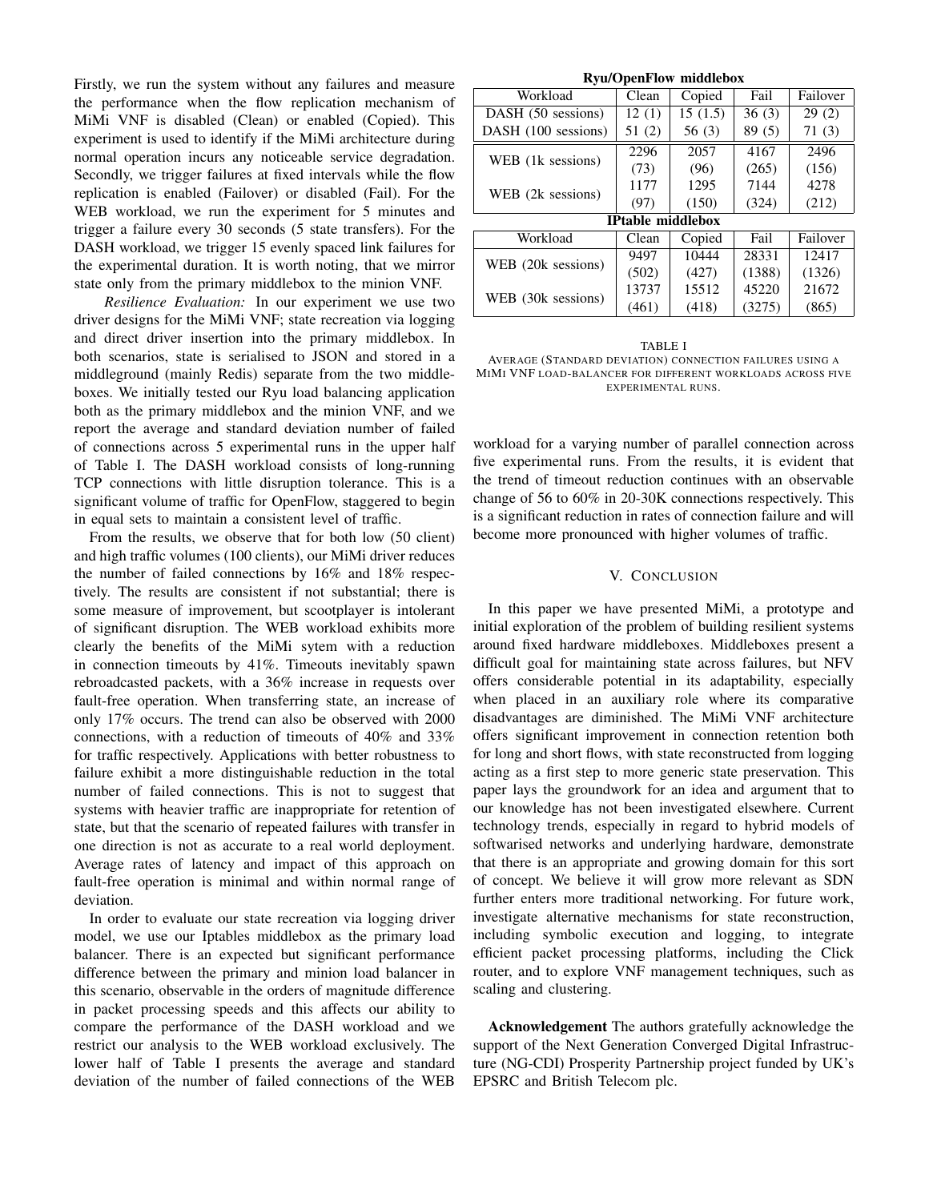Firstly, we run the system without any failures and measure the performance when the flow replication mechanism of MiMi VNF is disabled (Clean) or enabled (Copied). This experiment is used to identify if the MiMi architecture during normal operation incurs any noticeable service degradation. Secondly, we trigger failures at fixed intervals while the flow replication is enabled (Failover) or disabled (Fail). For the WEB workload, we run the experiment for 5 minutes and trigger a failure every 30 seconds (5 state transfers). For the DASH workload, we trigger 15 evenly spaced link failures for the experimental duration. It is worth noting, that we mirror state only from the primary middlebox to the minion VNF.

*Resilience Evaluation:* In our experiment we use two driver designs for the MiMi VNF; state recreation via logging and direct driver insertion into the primary middlebox. In both scenarios, state is serialised to JSON and stored in a middleground (mainly Redis) separate from the two middleboxes. We initially tested our Ryu load balancing application both as the primary middlebox and the minion VNF, and we report the average and standard deviation number of failed of connections across 5 experimental runs in the upper half of Table I. The DASH workload consists of long-running TCP connections with little disruption tolerance. This is a significant volume of traffic for OpenFlow, staggered to begin in equal sets to maintain a consistent level of traffic.

From the results, we observe that for both low (50 client) and high traffic volumes (100 clients), our MiMi driver reduces the number of failed connections by 16% and 18% respectively. The results are consistent if not substantial; there is some measure of improvement, but scootplayer is intolerant of significant disruption. The WEB workload exhibits more clearly the benefits of the MiMi sytem with a reduction in connection timeouts by 41%. Timeouts inevitably spawn rebroadcasted packets, with a 36% increase in requests over fault-free operation. When transferring state, an increase of only 17% occurs. The trend can also be observed with 2000 connections, with a reduction of timeouts of 40% and 33% for traffic respectively. Applications with better robustness to failure exhibit a more distinguishable reduction in the total number of failed connections. This is not to suggest that systems with heavier traffic are inappropriate for retention of state, but that the scenario of repeated failures with transfer in one direction is not as accurate to a real world deployment. Average rates of latency and impact of this approach on fault-free operation is minimal and within normal range of deviation.

In order to evaluate our state recreation via logging driver model, we use our Iptables middlebox as the primary load balancer. There is an expected but significant performance difference between the primary and minion load balancer in this scenario, observable in the orders of magnitude difference in packet processing speeds and this affects our ability to compare the performance of the DASH workload and we restrict our analysis to the WEB workload exclusively. The lower half of Table I presents the average and standard deviation of the number of failed connections of the WEB workload for a varying number of parallel connection across five experimental runs. From the results, it is evident that the trend of timeout reduction continues with an observable change of 56 to 60% in 20-30K connections respectively. This is a significant reduction in rates of connection failure and will become more pronounced with higher volumes of traffic.

**Ryu/OpenFlow middlebox**

| Workload | Clean | Copied | Fail | Failover |
|---|---|---|---|---|
| DASH (50 sessions) | 12 (1) | 15 (1.5) | 36 (3) | 29 (2) |
| DASH (100 sessions) | 51 (2) | 56 (3) | 89 (5) | 71 (3) |
| WEB (1k sessions) | 2296 (73) | 2057 (96) | 4167 (265) | 2496 (156) |
| WEB (2k sessions) | 1177 (97) | 1295 (150) | 7144 (324) | 4278 (212) |

**IPtable middlebox**

| Workload | Clean | Copied | Fail | Failover |
|---|---|---|---|---|
| WEB (20k sessions) | 9497 (502) | 10444 (427) | 28331 (1388) | 12417 (1326) |
| WEB (30k sessions) | 13737 (461) | 15512 (418) | 45220 (3275) | 21672 (865) |

TABLE I
AVERAGE (STANDARD DEVIATION) CONNECTION FAILURES USING A MIMI VNF LOAD-BALANCER FOR DIFFERENT WORKLOADS ACROSS FIVE EXPERIMENTAL RUNS.

## V. CONCLUSION

In this paper we have presented MiMi, a prototype and initial exploration of the problem of building resilient systems around fixed hardware middleboxes. Middleboxes present a difficult goal for maintaining state across failures, but NFV offers considerable potential in its adaptability, especially when placed in an auxiliary role where its comparative disadvantages are diminished. The MiMi VNF architecture offers significant improvement in connection retention both for long and short flows, with state reconstructed from logging acting as a first step to more generic state preservation. This paper lays the groundwork for an idea and argument that to our knowledge has not been investigated elsewhere. Current technology trends, especially in regard to hybrid models of softwarised networks and underlying hardware, demonstrate that there is an appropriate and growing domain for this sort of concept. We believe it will grow more relevant as SDN further enters more traditional networking. For future work, investigate alternative mechanisms for state reconstruction, including symbolic execution and logging, to integrate efficient packet processing platforms, including the Click router, and to explore VNF management techniques, such as scaling and clustering.

**Acknowledgement** The authors gratefully acknowledge the support of the Next Generation Converged Digital Infrastructure (NG-CDI) Prosperity Partnership project funded by UK's EPSRC and British Telecom plc.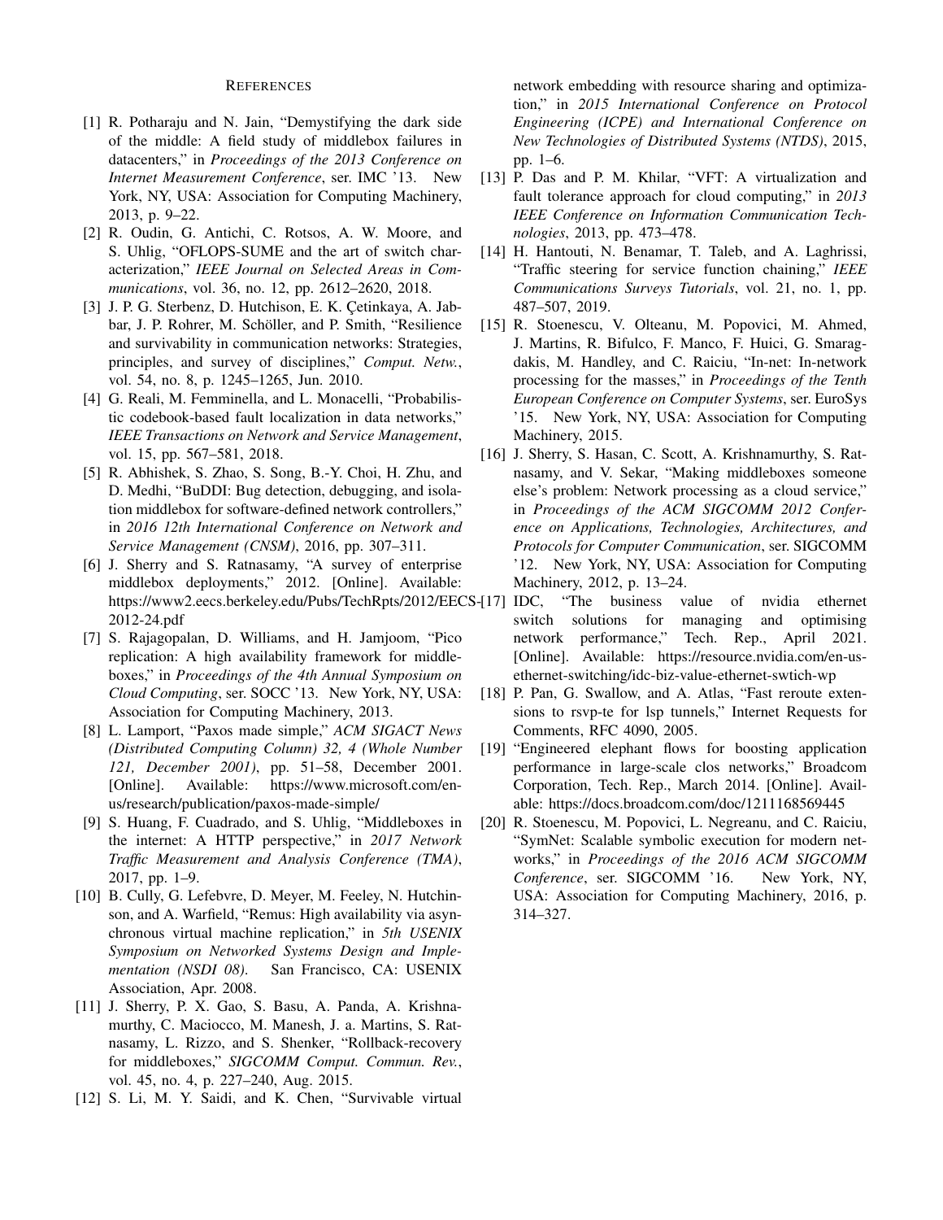## REFERENCES

[1] R. Potharaju and N. Jain, "Demystifying the dark side of the middle: A field study of middlebox failures in datacenters," in *Proceedings of the 2013 Conference on Internet Measurement Conference*, ser. IMC '13. New York, NY, USA: Association for Computing Machinery, 2013, p. 9–22.

[2] R. Oudin, G. Antichi, C. Rotsos, A. W. Moore, and S. Uhlig, "OFLOPS-SUME and the art of switch characterization," *IEEE Journal on Selected Areas in Communications*, vol. 36, no. 12, pp. 2612–2620, 2018.

[3] J. P. G. Sterbenz, D. Hutchison, E. K. Çetinkaya, A. Jabbar, J. P. Rohrer, M. Schöller, and P. Smith, "Resilience and survivability in communication networks: Strategies, principles, and survey of disciplines," *Comput. Netw.*, vol. 54, no. 8, p. 1245–1265, Jun. 2010.

[4] G. Reali, M. Femminella, and L. Monacelli, "Probabilistic codebook-based fault localization in data networks," *IEEE Transactions on Network and Service Management*, vol. 15, pp. 567–581, 2018.

[5] R. Abhishek, S. Zhao, S. Song, B.-Y. Choi, H. Zhu, and D. Medhi, "BuDDI: Bug detection, debugging, and isolation middlebox for software-defined network controllers," in *2016 12th International Conference on Network and Service Management (CNSM)*, 2016, pp. 307–311.

[6] J. Sherry and S. Ratnasamy, "A survey of enterprise middlebox deployments," 2012. [Online]. Available: https://www2.eecs.berkeley.edu/Pubs/TechRpts/2012/EECS-2012-24.pdf

[7] S. Rajagopalan, D. Williams, and H. Jamjoom, "Pico replication: A high availability framework for middleboxes," in *Proceedings of the 4th Annual Symposium on Cloud Computing*, ser. SOCC '13. New York, NY, USA: Association for Computing Machinery, 2013.

[8] L. Lamport, "Paxos made simple," *ACM SIGACT News (Distributed Computing Column) 32, 4 (Whole Number 121, December 2001)*, pp. 51–58, December 2001. [Online]. Available: https://www.microsoft.com/en-us/research/publication/paxos-made-simple/

[9] S. Huang, F. Cuadrado, and S. Uhlig, "Middleboxes in the internet: A HTTP perspective," in *2017 Network Traffic Measurement and Analysis Conference (TMA)*, 2017, pp. 1–9.

[10] B. Cully, G. Lefebvre, D. Meyer, M. Feeley, N. Hutchinson, and A. Warfield, "Remus: High availability via asynchronous virtual machine replication," in *5th USENIX Symposium on Networked Systems Design and Implementation (NSDI 08)*. San Francisco, CA: USENIX Association, Apr. 2008.

[11] J. Sherry, P. X. Gao, S. Basu, A. Panda, A. Krishnamurthy, C. Maciocco, M. Manesh, J. a. Martins, S. Ratnasamy, L. Rizzo, and S. Shenker, "Rollback-recovery for middleboxes," *SIGCOMM Comput. Commun. Rev.*, vol. 45, no. 4, p. 227–240, Aug. 2015.

[12] S. Li, M. Y. Saidi, and K. Chen, "Survivable virtual network embedding with resource sharing and optimization," in *2015 International Conference on Protocol Engineering (ICPE) and International Conference on New Technologies of Distributed Systems (NTDS)*, 2015, pp. 1–6.

[13] P. Das and P. M. Khilar, "VFT: A virtualization and fault tolerance approach for cloud computing," in *2013 IEEE Conference on Information Communication Technologies*, 2013, pp. 473–478.

[14] H. Hantouti, N. Benamar, T. Taleb, and A. Laghrissi, "Traffic steering for service function chaining," *IEEE Communications Surveys Tutorials*, vol. 21, no. 1, pp. 487–507, 2019.

[15] R. Stoenescu, V. Olteanu, M. Popovici, M. Ahmed, J. Martins, R. Bifulco, F. Manco, F. Huici, G. Smaragdakis, M. Handley, and C. Raiciu, "In-net: In-network processing for the masses," in *Proceedings of the Tenth European Conference on Computer Systems*, ser. EuroSys '15. New York, NY, USA: Association for Computing Machinery, 2015.

[16] J. Sherry, S. Hasan, C. Scott, A. Krishnamurthy, S. Ratnasamy, and V. Sekar, "Making middleboxes someone else's problem: Network processing as a cloud service," in *Proceedings of the ACM SIGCOMM 2012 Conference on Applications, Technologies, Architectures, and Protocols for Computer Communication*, ser. SIGCOMM '12. New York, NY, USA: Association for Computing Machinery, 2012, p. 13–24.

[17] IDC, "The business value of nvidia ethernet switch solutions for managing and optimising network performance," Tech. Rep., April 2021. [Online]. Available: https://resource.nvidia.com/en-us-ethernet-switching/idc-biz-value-ethernet-swtich-wp

[18] P. Pan, G. Swallow, and A. Atlas, "Fast reroute extensions to rsvp-te for lsp tunnels," Internet Requests for Comments, RFC 4090, 2005.

[19] "Engineered elephant flows for boosting application performance in large-scale clos networks," Broadcom Corporation, Tech. Rep., March 2014. [Online]. Available: https://docs.broadcom.com/doc/1211168569445

[20] R. Stoenescu, M. Popovici, L. Negreanu, and C. Raiciu, "SymNet: Scalable symbolic execution for modern networks," in *Proceedings of the 2016 ACM SIGCOMM Conference*, ser. SIGCOMM '16. New York, NY, USA: Association for Computing Machinery, 2016, p. 314–327.